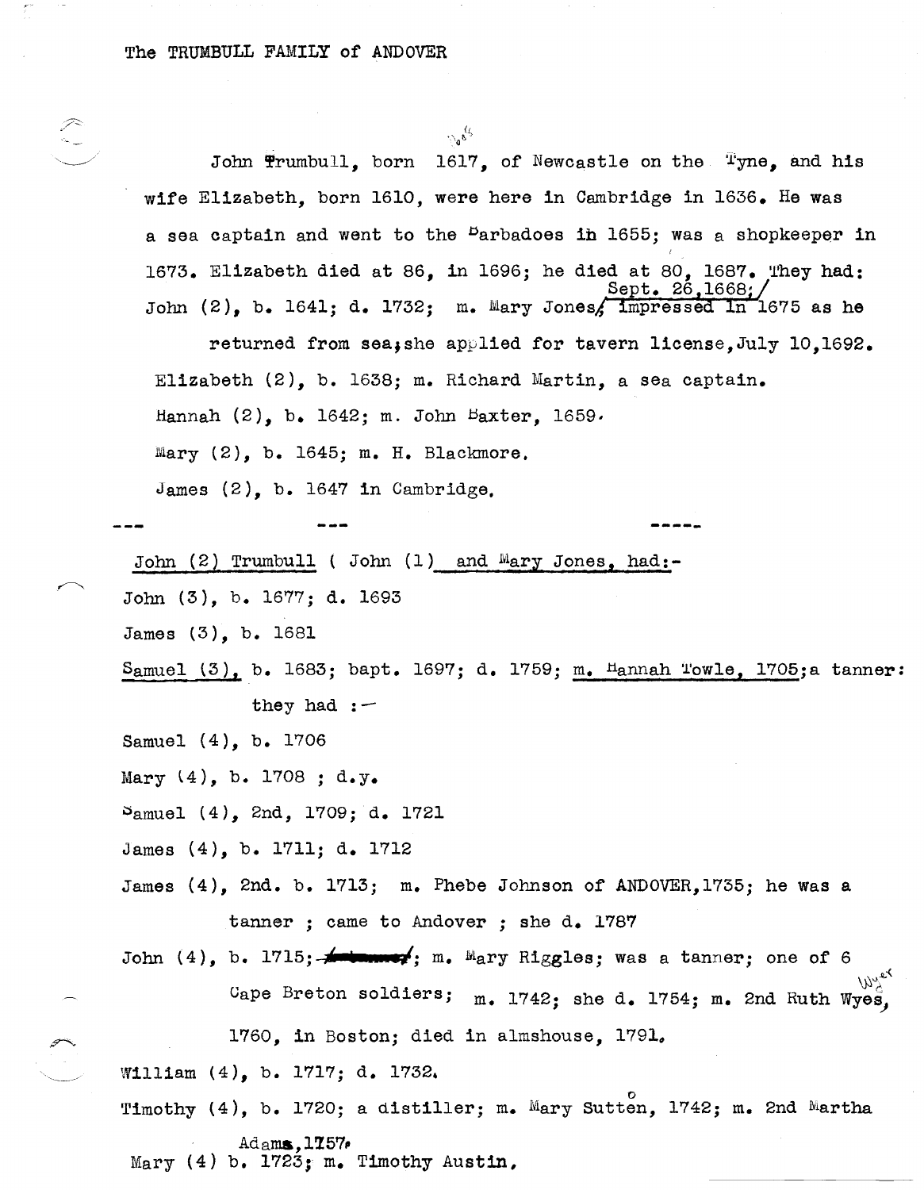The TRUMBULL FAMILY of ANDOVER

John Trumbull, born 1617, of Newcastle on the Tyne, and his wife Elizabeth, born 1610, were here in Cambridge in 1636. He was a sea captain and went to the Barbadoes in 1655; was a shopkeeper in 1673. Elizabeth died at 86, in 1696; he died at 80, 1687. They had:

John (2), b. 1641; d. 1732; m. Mary Jones, Sept. 26, 1668; impressed in 1675 as he returned from sea; she applied for tavern license, July 10, 1692.

Elizabeth (2), b. 1638; m. Richard Martin, a sea captain.

Hannah (2), b. 1642; m. John Baxter, 1659.

Mary (2), b. 1645; m. H. Blackmore.

James (2), b. 1647 in Cambridge.

--- --- -----

John (2) Trumbull ( John (1) and Mary Jones, had:-

John (3), b. 1677; d. 1693

James (3), b. 1681

Samuel (3), b. 1683; bapt. 1697; d. 1759; m. Hannah Towle, 1705; a tanner: they had :-

Samuel (4), b. 1706

Mary (4), b. 1708 ; d.y.

Samuel (4), 2nd, 1709; d. 1721

James (4), b. 1711; d. 1712

James (4), 2nd. b. 1713; m. Phebe Johnson of ANDOVER, 1735; he was a tanner ; came to Andover ; she d. 1787

John (4), b. 1715; m. Mary Riggles; was a tanner; one of 6 Cape Breton soldiers; m. 1742; she d. 1754; m. 2nd Ruth Wyes (Wyer), 1760, in Boston; died in almshouse, 1791.

William (4), b. 1717; d. 1732.

Timothy (4), b. 1720; a distiller; m. Mary Sutten (Sutton), 1742; m. 2nd Martha Adams, 1757.

Mary (4) b. 1723; m. Timothy Austin.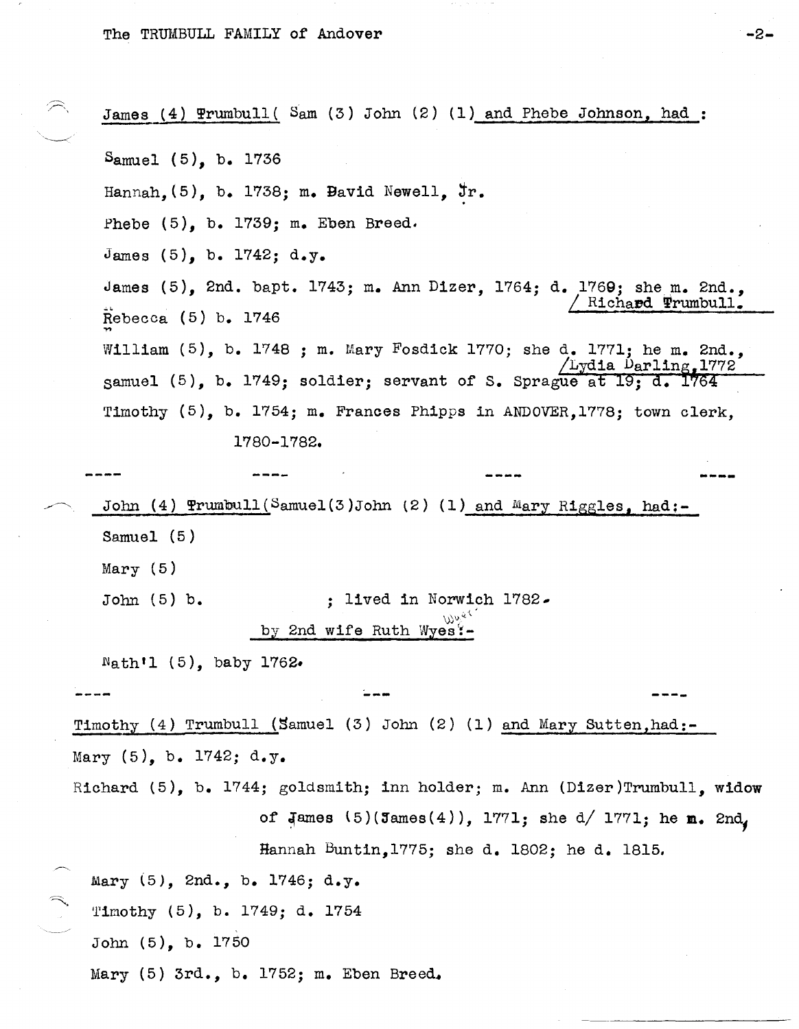James (4) Trumbull( Sam (3) John (2) (1) and Phebe Johnson, had :

Samuel (5), b. 1736

Hannah,(5), b. 1738; m. David Newell, Jr.

Phebe (5), b. 1739; m. Eben Breed.

James (5), b. 1742; d.y.

James (5), 2nd. bapt. 1743; m. Ann Dizer, 1764; d. 1769; she m. 2nd., / Richard Trumbull.

Rebecca (5) b. 1746

William (5), b. 1748 ; m. Mary Fosdick 1770; she d. 1771; he m. 2nd., /Lydia Darling,1772

Samuel (5), b. 1749; soldier; servant of S. Sprague at 19; d. 1764

Timothy (5), b. 1754; m. Frances Phipps in ANDOVER,1778; town clerk, 1780-1782.

---

John (4) Trumbull(Samuel(3)John (2) (1) and Mary Riggles, had:-

Samuel (5)

Mary (5)

John (5) b. ; lived in Norwich 1782.

by 2nd wife Ruth Wyes:- (Wyer)

Nath'l (5), baby 1762.

---

Timothy (4) Trumbull (Samuel (3) John (2) (1) and Mary Sutten,had:-

Mary (5), b. 1742; d.y.

Richard (5), b. 1744; goldsmith; inn holder; m. Ann (Dizer)Trumbull, widow of James (5)(James(4)), 1771; she d/ 1771; he m. 2nd, Hannah Buntin,1775; she d. 1802; he d. 1815.

Mary (5), 2nd., b. 1746; d.y.

Timothy (5), b. 1749; d. 1754

John (5), b. 1750

Mary (5) 3rd., b. 1752; m. Eben Breed.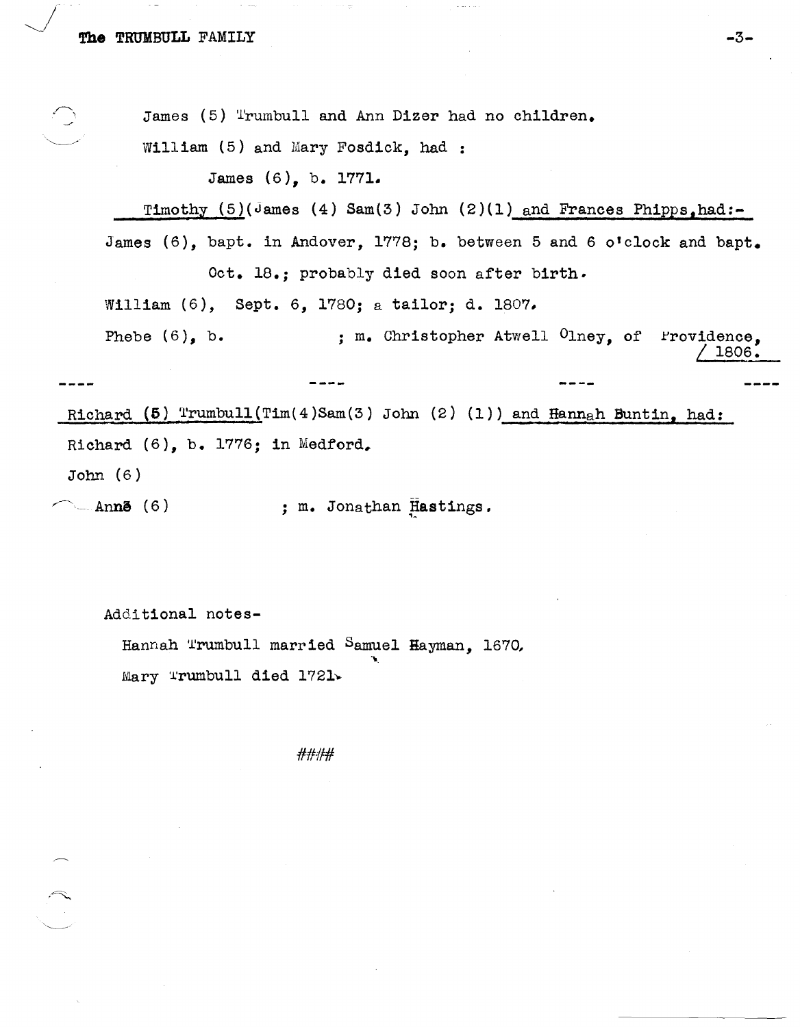James (5) Trumbull and Ann Dizer had no children.

William (5) and Mary Fosdick, had :

James (6), b. 1771.

Timothy (5)(James (4) Sam(3) John (2)(1) and Frances Phipps, had:-

James (6), bapt. in Andover, 1778; b. between 5 and 6 o'clock and bapt. Oct. 18.; probably died soon after birth.

William (6), Sept. 6, 1780; a tailor; d. 1807.

Phebe (6), b. ; m. Christopher Atwell Olney, of Providence, 1806.

---- ---- ---- ----

Richard (5) Trumbull(Tim(4)Sam(3) John (2) (1)) and Hannah Buntin, had:

Richard (6), b. 1776; in Medford.

John (6)

Anne (6) ; m. Jonathan Hastings.

Additional notes-

Hannah Trumbull married Samuel Hayman, 1670.

Mary Trumbull died 1721.

####